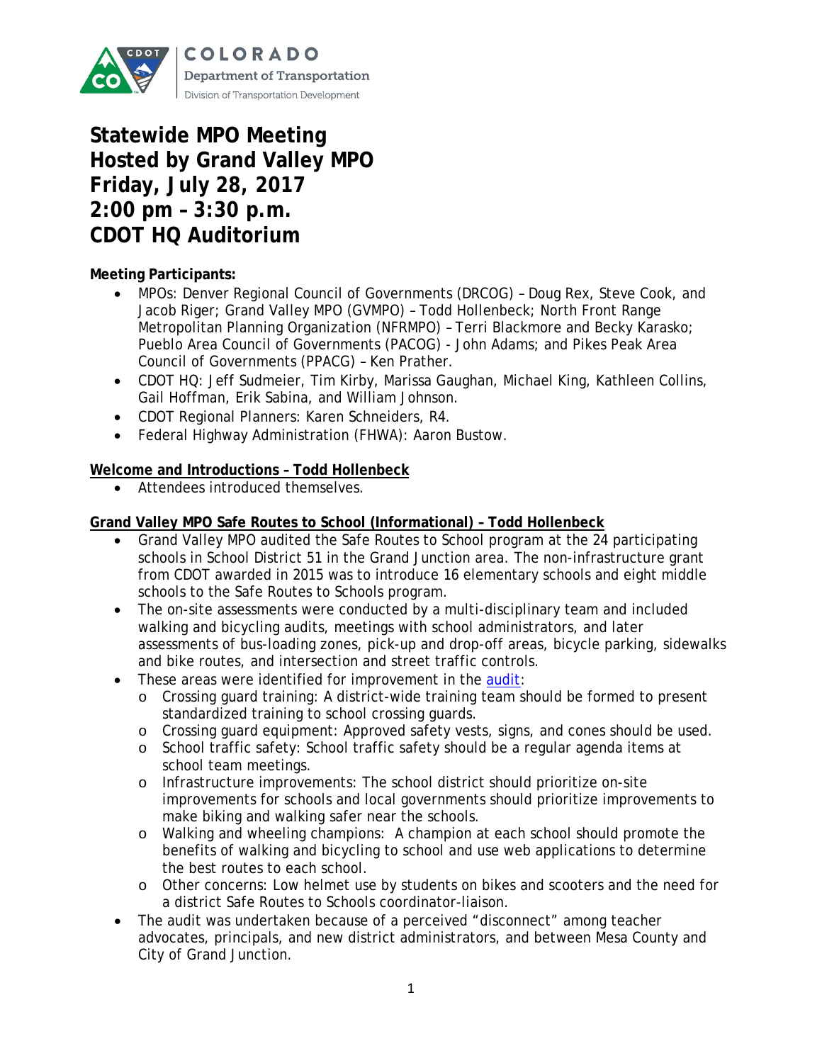# Statewide MPO Meeting
# Hosted by Grand Valley MPO
# Friday, July 28, 2017
# 2:00 pm – 3:30 p.m.
# CDOT HQ Auditorium

**Meeting Participants:**

- MPOs: Denver Regional Council of Governments (DRCOG) – Doug Rex, Steve Cook, and Jacob Riger; Grand Valley MPO (GVMPO) – Todd Hollenbeck; North Front Range Metropolitan Planning Organization (NFRMPO) – Terri Blackmore and Becky Karasko; Pueblo Area Council of Governments (PACOG) - John Adams; and Pikes Peak Area Council of Governments (PPACG) – Ken Prather.
- CDOT HQ: Jeff Sudmeier, Tim Kirby, Marissa Gaughan, Michael King, Kathleen Collins, Gail Hoffman, Erik Sabina, and William Johnson.
- CDOT Regional Planners: Karen Schneiders, R4.
- Federal Highway Administration (FHWA): Aaron Bustow.

**Welcome and Introductions – Todd Hollenbeck**

- Attendees introduced themselves.

**Grand Valley MPO Safe Routes to School (Informational) – Todd Hollenbeck**

- Grand Valley MPO audited the Safe Routes to School program at the 24 participating schools in School District 51 in the Grand Junction area. The non-infrastructure grant from CDOT awarded in 2015 was to introduce 16 elementary schools and eight middle schools to the Safe Routes to Schools program.
- The on-site assessments were conducted by a multi-disciplinary team and included walking and bicycling audits, meetings with school administrators, and later assessments of bus-loading zones, pick-up and drop-off areas, bicycle parking, sidewalks and bike routes, and intersection and street traffic controls.
- These areas were identified for improvement in the audit:
  - Crossing guard training: A district-wide training team should be formed to present standardized training to school crossing guards.
  - Crossing guard equipment: Approved safety vests, signs, and cones should be used.
  - School traffic safety: School traffic safety should be a regular agenda items at school team meetings.
  - Infrastructure improvements: The school district should prioritize on-site improvements for schools and local governments should prioritize improvements to make biking and walking safer near the schools.
  - Walking and wheeling champions: A champion at each school should promote the benefits of walking and bicycling to school and use web applications to determine the best routes to each school.
  - Other concerns: Low helmet use by students on bikes and scooters and the need for a district Safe Routes to Schools coordinator-liaison.
- The audit was undertaken because of a perceived "disconnect" among teacher advocates, principals, and new district administrators, and between Mesa County and City of Grand Junction.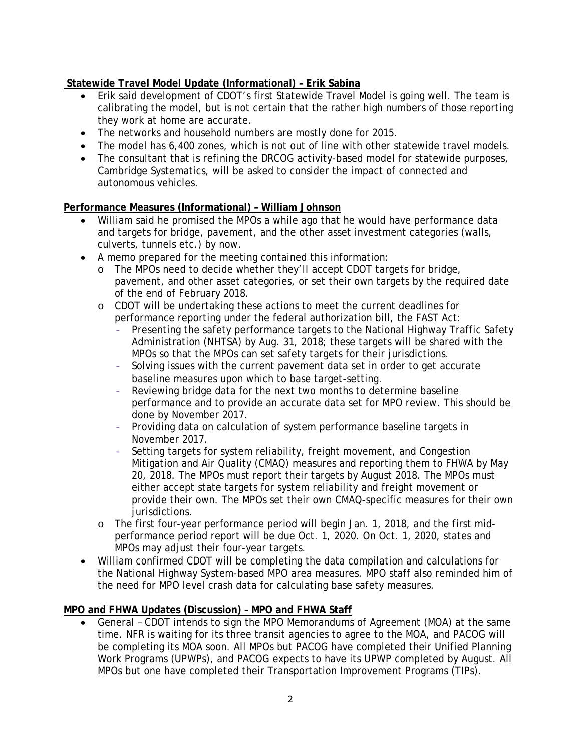**Statewide Travel Model Update (Informational) – Erik Sabina**

- Erik said development of CDOT's first Statewide Travel Model is going well. The team is calibrating the model, but is not certain that the rather high numbers of those reporting they work at home are accurate.
- The networks and household numbers are mostly done for 2015.
- The model has 6,400 zones, which is not out of line with other statewide travel models.
- The consultant that is refining the DRCOG activity-based model for statewide purposes, Cambridge Systematics, will be asked to consider the impact of connected and autonomous vehicles.

**Performance Measures (Informational) – William Johnson**

- William said he promised the MPOs a while ago that he would have performance data and targets for bridge, pavement, and the other asset investment categories (walls, culverts, tunnels etc.) by now.
- A memo prepared for the meeting contained this information:
  - The MPOs need to decide whether they'll accept CDOT targets for bridge, pavement, and other asset categories, or set their own targets by the required date of the end of February 2018.
  - CDOT will be undertaking these actions to meet the current deadlines for performance reporting under the federal authorization bill, the FAST Act:
    - Presenting the safety performance targets to the National Highway Traffic Safety Administration (NHTSA) by Aug. 31, 2018; these targets will be shared with the MPOs so that the MPOs can set safety targets for their jurisdictions.
    - Solving issues with the current pavement data set in order to get accurate baseline measures upon which to base target-setting.
    - Reviewing bridge data for the next two months to determine baseline performance and to provide an accurate data set for MPO review. This should be done by November 2017.
    - Providing data on calculation of system performance baseline targets in November 2017.
    - Setting targets for system reliability, freight movement, and Congestion Mitigation and Air Quality (CMAQ) measures and reporting them to FHWA by May 20, 2018. The MPOs must report their targets by August 2018. The MPOs must either accept state targets for system reliability and freight movement or provide their own. The MPOs set their own CMAQ-specific measures for their own jurisdictions.
  - The first four-year performance period will begin Jan. 1, 2018, and the first mid-performance period report will be due Oct. 1, 2020. On Oct. 1, 2020, states and MPOs may adjust their four-year targets.
- William confirmed CDOT will be completing the data compilation and calculations for the National Highway System-based MPO area measures. MPO staff also reminded him of the need for MPO level crash data for calculating base safety measures.

**MPO and FHWA Updates (Discussion) – MPO and FHWA Staff**

- General – CDOT intends to sign the MPO Memorandums of Agreement (MOA) at the same time. NFR is waiting for its three transit agencies to agree to the MOA, and PACOG will be completing its MOA soon. All MPOs but PACOG have completed their Unified Planning Work Programs (UPWPs), and PACOG expects to have its UPWP completed by August. All MPOs but one have completed their Transportation Improvement Programs (TIPs).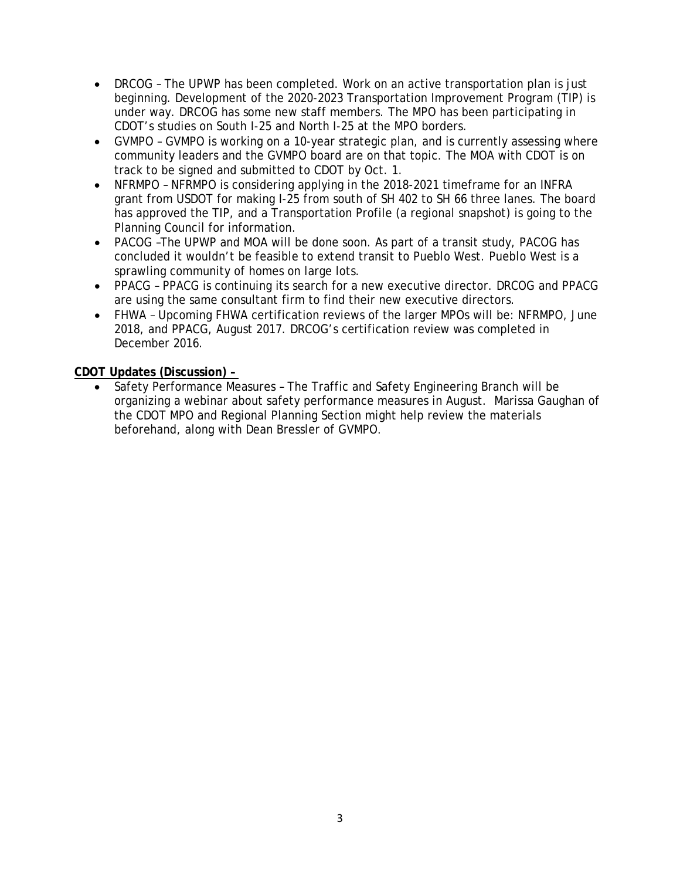- DRCOG – The UPWP has been completed. Work on an active transportation plan is just beginning. Development of the 2020-2023 Transportation Improvement Program (TIP) is under way. DRCOG has some new staff members. The MPO has been participating in CDOT's studies on South I-25 and North I-25 at the MPO borders.
- GVMPO – GVMPO is working on a 10-year strategic plan, and is currently assessing where community leaders and the GVMPO board are on that topic. The MOA with CDOT is on track to be signed and submitted to CDOT by Oct. 1.
- NFRMPO – NFRMPO is considering applying in the 2018-2021 timeframe for an INFRA grant from USDOT for making I-25 from south of SH 402 to SH 66 three lanes. The board has approved the TIP, and a Transportation Profile (a regional snapshot) is going to the Planning Council for information.
- PACOG –The UPWP and MOA will be done soon. As part of a transit study, PACOG has concluded it wouldn't be feasible to extend transit to Pueblo West. Pueblo West is a sprawling community of homes on large lots.
- PPACG – PPACG is continuing its search for a new executive director. DRCOG and PPACG are using the same consultant firm to find their new executive directors.
- FHWA – Upcoming FHWA certification reviews of the larger MPOs will be: NFRMPO, June 2018, and PPACG, August 2017. DRCOG's certification review was completed in December 2016.

**CDOT Updates (Discussion) –**

- Safety Performance Measures – The Traffic and Safety Engineering Branch will be organizing a webinar about safety performance measures in August. Marissa Gaughan of the CDOT MPO and Regional Planning Section might help review the materials beforehand, along with Dean Bressler of GVMPO.